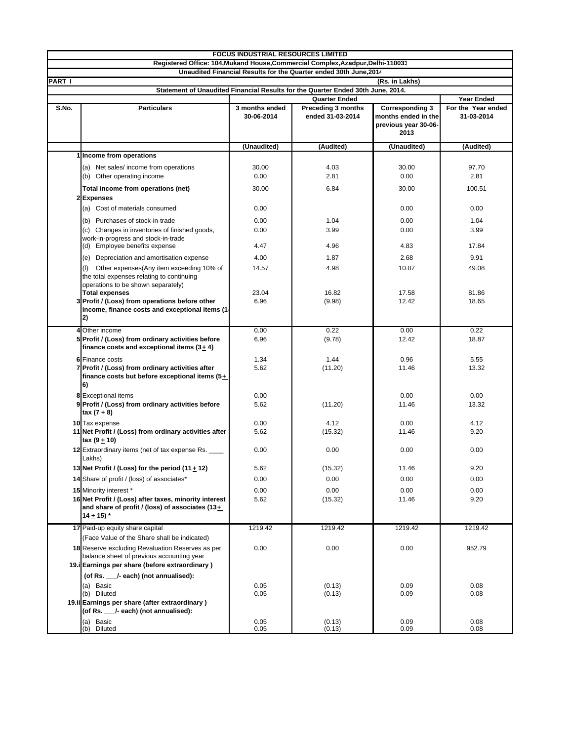# FOCUS INDUSTRIAL RESOURCES LIMITED

**Registered Office: 104,Mukand House,Commercial Complex,Azadpur,Delhi-110033**

**Unaudited Financial Results for the Quarter ended 30th June,2014**

**PART I** (Rs. in Lakhs)

**Statement of Unaudited Financial Results for the Quarter ended 30th June, 2014.**

| S.No. | Particulars | Quarter Ended | | | Year Ended |
|---|---|---|---|---|---|
| | | 3 months ended 30-06-2014 | Preceding 3 months ended 31-03-2014 | Corresponding 3 months ended in the previous year 30-06-2013 | For the Year ended 31-03-2014 |
| | | (Unaudited) | (Audited) | (Unaudited) | (Audited) |
| 1 | **Income from operations** | | | | |
| | (a) Net sales/ income from operations | 30.00 | 4.03 | 30.00 | 97.70 |
| | (b) Other operating income | 0.00 | 2.81 | 0.00 | 2.81 |
| | **Total income from operations (net)** | 30.00 | 6.84 | 30.00 | 100.51 |
| 2 | **Expenses** | | | | |
| | (a) Cost of materials consumed | 0.00 | | 0.00 | 0.00 |
| | (b) Purchases of stock-in-trade | 0.00 | 1.04 | 0.00 | 1.04 |
| | (c) Changes in inventories of finished goods, work-in-progress and stock-in-trade | 0.00 | 3.99 | 0.00 | 3.99 |
| | (d) Employee benefits expense | 4.47 | 4.96 | 4.83 | 17.84 |
| | (e) Depreciation and amortisation expense | 4.00 | 1.87 | 2.68 | 9.91 |
| | (f) Other expenses(Any item exceeding 10% of the total expenses relating to continuing operations to be shown separately) | 14.57 | 4.98 | 10.07 | 49.08 |
| | **Total expenses** | 23.04 | 16.82 | 17.58 | 81.86 |
| 3 | **Profit / (Loss) from operations before other income, finance costs and exceptional items (1-2)** | 6.96 | (9.98) | 12.42 | 18.65 |
| 4 | Other income | 0.00 | 0.22 | 0.00 | 0.22 |
| 5 | **Profit / (Loss) from ordinary activities before finance costs and exceptional items (3 ± 4)** | 6.96 | (9.78) | 12.42 | 18.87 |
| 6 | Finance costs | 1.34 | 1.44 | 0.96 | 5.55 |
| 7 | **Profit / (Loss) from ordinary activities after finance costs but before exceptional items (5 ± 6)** | 5.62 | (11.20) | 11.46 | 13.32 |
| 8 | Exceptional items | 0.00 | | 0.00 | 0.00 |
| 9 | **Profit / (Loss) from ordinary activities before tax (7 + 8)** | 5.62 | (11.20) | 11.46 | 13.32 |
| 10 | Tax expense | 0.00 | 4.12 | 0.00 | 4.12 |
| 11 | **Net Profit / (Loss) from ordinary activities after tax (9 ± 10)** | 5.62 | (15.32) | 11.46 | 9.20 |
| 12 | Extraordinary items (net of tax expense Rs. ____ Lakhs) | 0.00 | 0.00 | 0.00 | 0.00 |
| 13 | **Net Profit / (Loss) for the period (11 ± 12)** | 5.62 | (15.32) | 11.46 | 9.20 |
| 14 | Share of profit / (loss) of associates* | 0.00 | 0.00 | 0.00 | 0.00 |
| 15 | Minority interest * | 0.00 | 0.00 | 0.00 | 0.00 |
| 16 | **Net Profit / (Loss) after taxes, minority interest and share of profit / (loss) of associates (13 ± 14 ± 15) *** | 5.62 | (15.32) | 11.46 | 9.20 |
| 17 | Paid-up equity share capital | 1219.42 | 1219.42 | 1219.42 | 1219.42 |
| | (Face Value of the Share shall be indicated) | | | | |
| 18 | Reserve excluding Revaluation Reserves as per balance sheet of previous accounting year | 0.00 | 0.00 | 0.00 | 952.79 |
| 19.i | **Earnings per share (before extraordinary )** | | | | |
| | **(of Rs. ___/- each) (not annualised):** | | | | |
| | (a) Basic | 0.05 | (0.13) | 0.09 | 0.08 |
| | (b) Diluted | 0.05 | (0.13) | 0.09 | 0.08 |
| 19.ii | **Earnings per share (after extraordinary ) (of Rs. ___/- each) (not annualised):** | | | | |
| | (a) Basic | 0.05 | (0.13) | 0.09 | 0.08 |
| | (b) Diluted | 0.05 | (0.13) | 0.09 | 0.08 |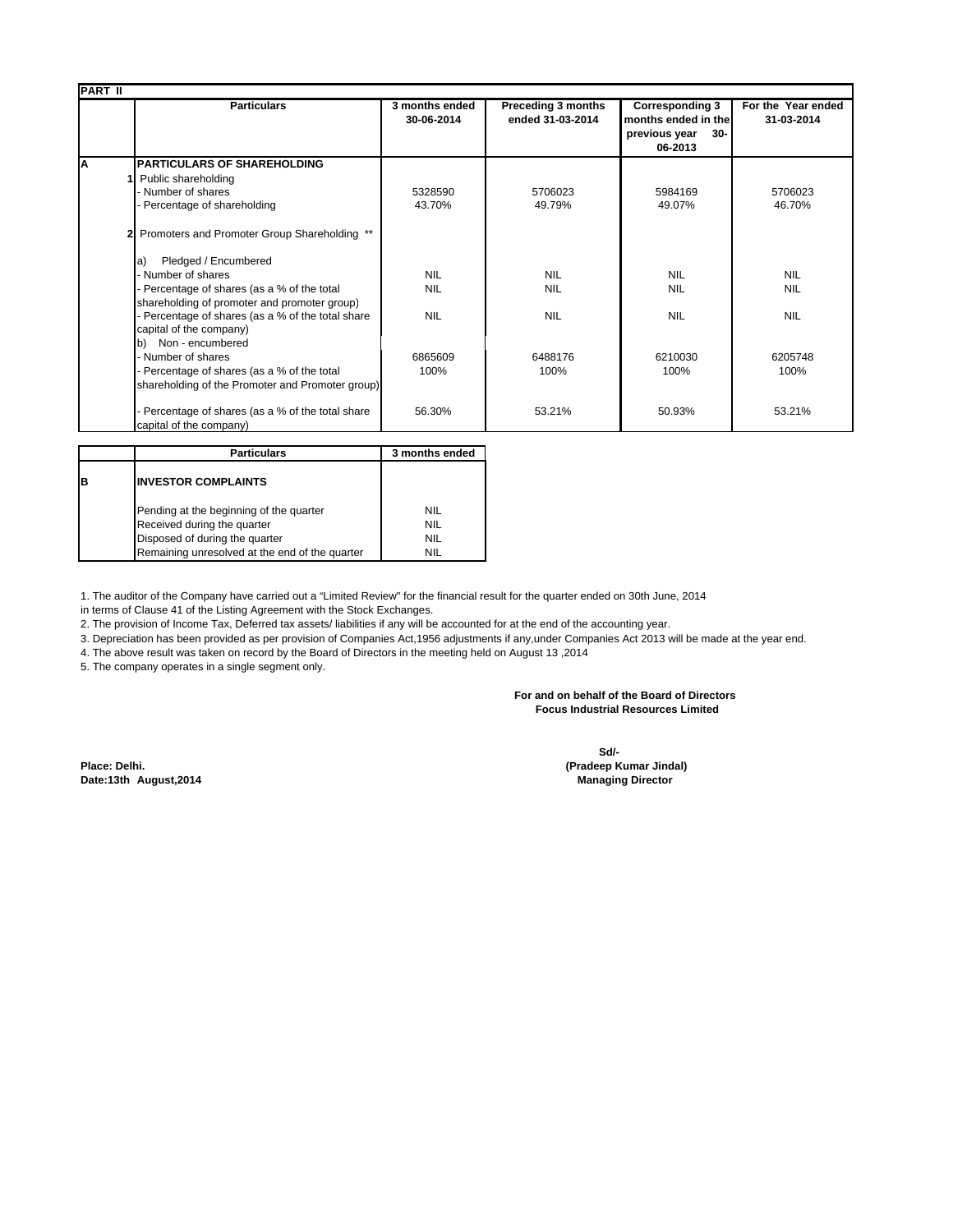**PART II**

| | Particulars | 3 months ended 30-06-2014 | Preceding 3 months ended 31-03-2014 | Corresponding 3 months ended in the previous year 30-06-2013 | For the Year ended 31-03-2014 |
|---|---|---|---|---|---|
| **A** | **PARTICULARS OF SHAREHOLDING** | | | | |
| 1 | Public shareholding | | | | |
| | - Number of shares | 5328590 | 5706023 | 5984169 | 5706023 |
| | - Percentage of shareholding | 43.70% | 49.79% | 49.07% | 46.70% |
| 2 | Promoters and Promoter Group Shareholding ** | | | | |
| | a) Pledged / Encumbered | | | | |
| | - Number of shares | NIL | NIL | NIL | NIL |
| | - Percentage of shares (as a % of the total shareholding of promoter and promoter group) | NIL | NIL | NIL | NIL |
| | - Percentage of shares (as a % of the total share capital of the company) | NIL | NIL | NIL | NIL |
| | b) Non - encumbered | | | | |
| | - Number of shares | 6865609 | 6488176 | 6210030 | 6205748 |
| | - Percentage of shares (as a % of the total shareholding of the Promoter and Promoter group) | 100% | 100% | 100% | 100% |
| | - Percentage of shares (as a % of the total share capital of the company) | 56.30% | 53.21% | 50.93% | 53.21% |

| | Particulars | 3 months ended |
|---|---|---|
| **B** | **INVESTOR COMPLAINTS** | |
| | Pending at the beginning of the quarter | NIL |
| | Received during the quarter | NIL |
| | Disposed of during the quarter | NIL |
| | Remaining unresolved at the end of the quarter | NIL |

1. The auditor of the Company have carried out a "Limited Review" for the financial result for the quarter ended on 30th June, 2014 in terms of Clause 41 of the Listing Agreement with the Stock Exchanges.
2. The provision of Income Tax, Deferred tax assets/ liabilities if any will be accounted for at the end of the accounting year.
3. Depreciation has been provided as per provision of Companies Act,1956 adjustments if any,under Companies Act 2013 will be made at the year end.
4. The above result was taken on record by the Board of Directors in the meeting held on August 13 ,2014
5. The company operates in a single segment only.

**For and on behalf of the Board of Directors**
**Focus Industrial Resources Limited**

**Sd/-**
**(Pradeep Kumar Jindal)**
**Managing Director**

**Place: Delhi.**
**Date:13th August,2014**